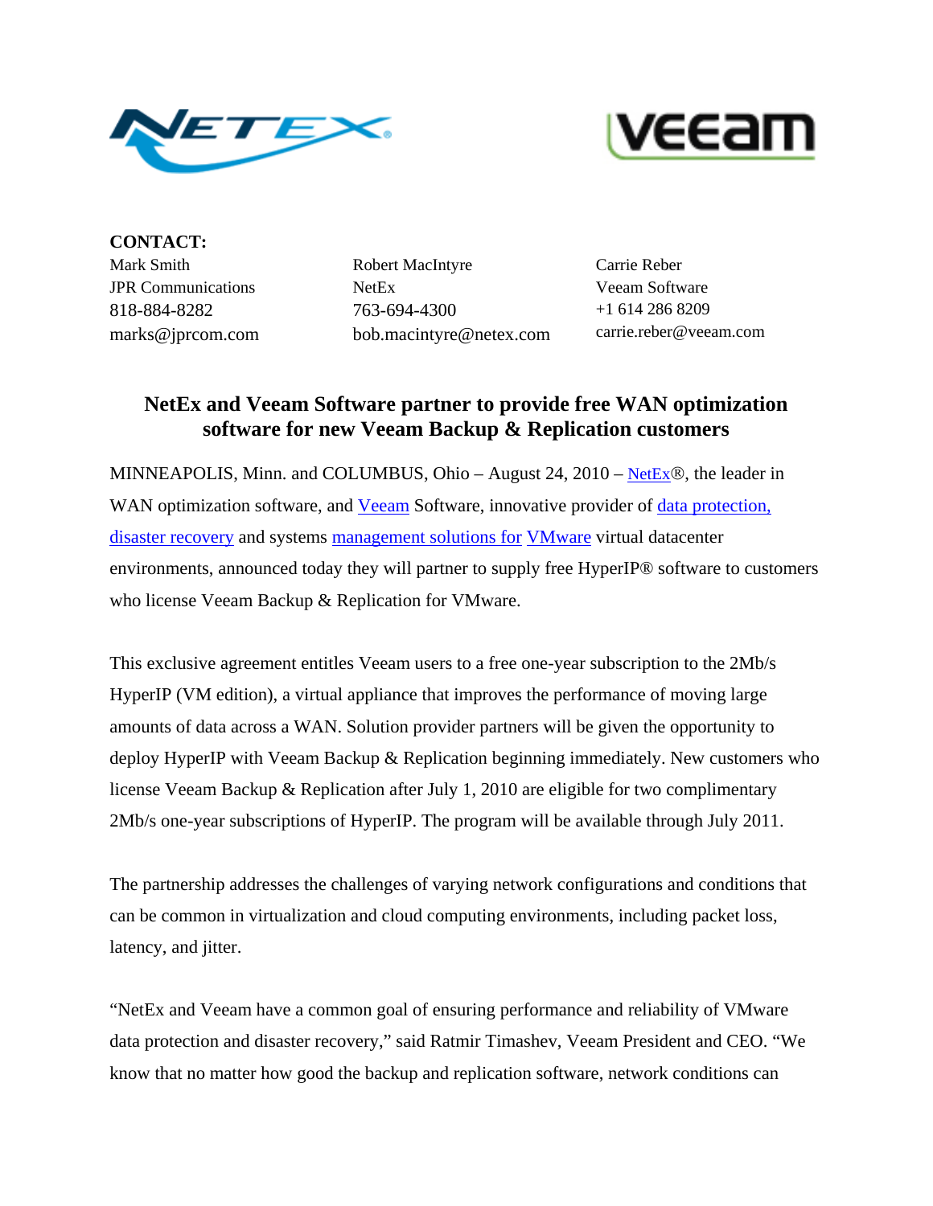**CONTACT:**

Mark Smith
JPR Communications
818-884-8282
marks@jprcom.com

Robert MacIntyre
NetEx
763-694-4300
bob.macintyre@netex.com

Carrie Reber
Veeam Software
+1 614 286 8209
carrie.reber@veeam.com

## NetEx and Veeam Software partner to provide free WAN optimization software for new Veeam Backup & Replication customers

MINNEAPOLIS, Minn. and COLUMBUS, Ohio – August 24, 2010 – NetEx®, the leader in WAN optimization software, and Veeam Software, innovative provider of data protection, disaster recovery and systems management solutions for VMware virtual datacenter environments, announced today they will partner to supply free HyperIP® software to customers who license Veeam Backup & Replication for VMware.

This exclusive agreement entitles Veeam users to a free one-year subscription to the 2Mb/s HyperIP (VM edition), a virtual appliance that improves the performance of moving large amounts of data across a WAN. Solution provider partners will be given the opportunity to deploy HyperIP with Veeam Backup & Replication beginning immediately. New customers who license Veeam Backup & Replication after July 1, 2010 are eligible for two complimentary 2Mb/s one-year subscriptions of HyperIP. The program will be available through July 2011.

The partnership addresses the challenges of varying network configurations and conditions that can be common in virtualization and cloud computing environments, including packet loss, latency, and jitter.

"NetEx and Veeam have a common goal of ensuring performance and reliability of VMware data protection and disaster recovery," said Ratmir Timashev, Veeam President and CEO. "We know that no matter how good the backup and replication software, network conditions can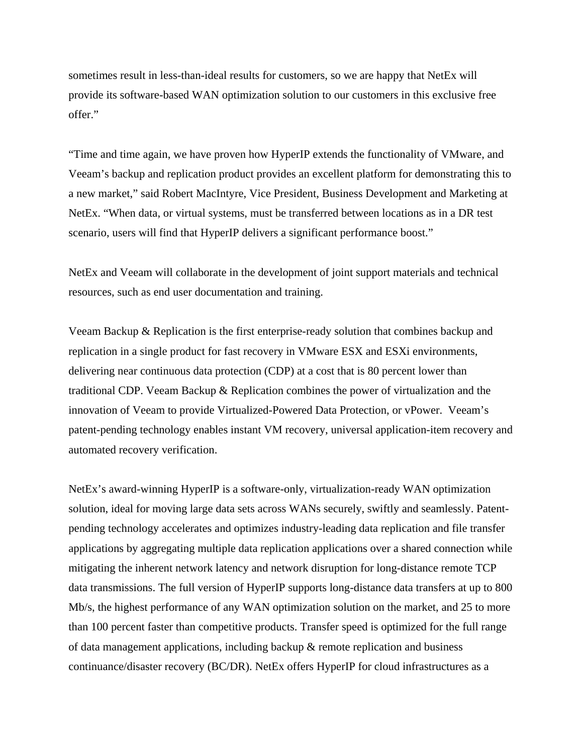sometimes result in less-than-ideal results for customers, so we are happy that NetEx will provide its software-based WAN optimization solution to our customers in this exclusive free offer."

"Time and time again, we have proven how HyperIP extends the functionality of VMware, and Veeam's backup and replication product provides an excellent platform for demonstrating this to a new market," said Robert MacIntyre, Vice President, Business Development and Marketing at NetEx. "When data, or virtual systems, must be transferred between locations as in a DR test scenario, users will find that HyperIP delivers a significant performance boost."

NetEx and Veeam will collaborate in the development of joint support materials and technical resources, such as end user documentation and training.

Veeam Backup & Replication is the first enterprise-ready solution that combines backup and replication in a single product for fast recovery in VMware ESX and ESXi environments, delivering near continuous data protection (CDP) at a cost that is 80 percent lower than traditional CDP. Veeam Backup & Replication combines the power of virtualization and the innovation of Veeam to provide Virtualized-Powered Data Protection, or vPower. Veeam's patent-pending technology enables instant VM recovery, universal application-item recovery and automated recovery verification.

NetEx's award-winning HyperIP is a software-only, virtualization-ready WAN optimization solution, ideal for moving large data sets across WANs securely, swiftly and seamlessly. Patent-pending technology accelerates and optimizes industry-leading data replication and file transfer applications by aggregating multiple data replication applications over a shared connection while mitigating the inherent network latency and network disruption for long-distance remote TCP data transmissions. The full version of HyperIP supports long-distance data transfers at up to 800 Mb/s, the highest performance of any WAN optimization solution on the market, and 25 to more than 100 percent faster than competitive products. Transfer speed is optimized for the full range of data management applications, including backup & remote replication and business continuance/disaster recovery (BC/DR). NetEx offers HyperIP for cloud infrastructures as a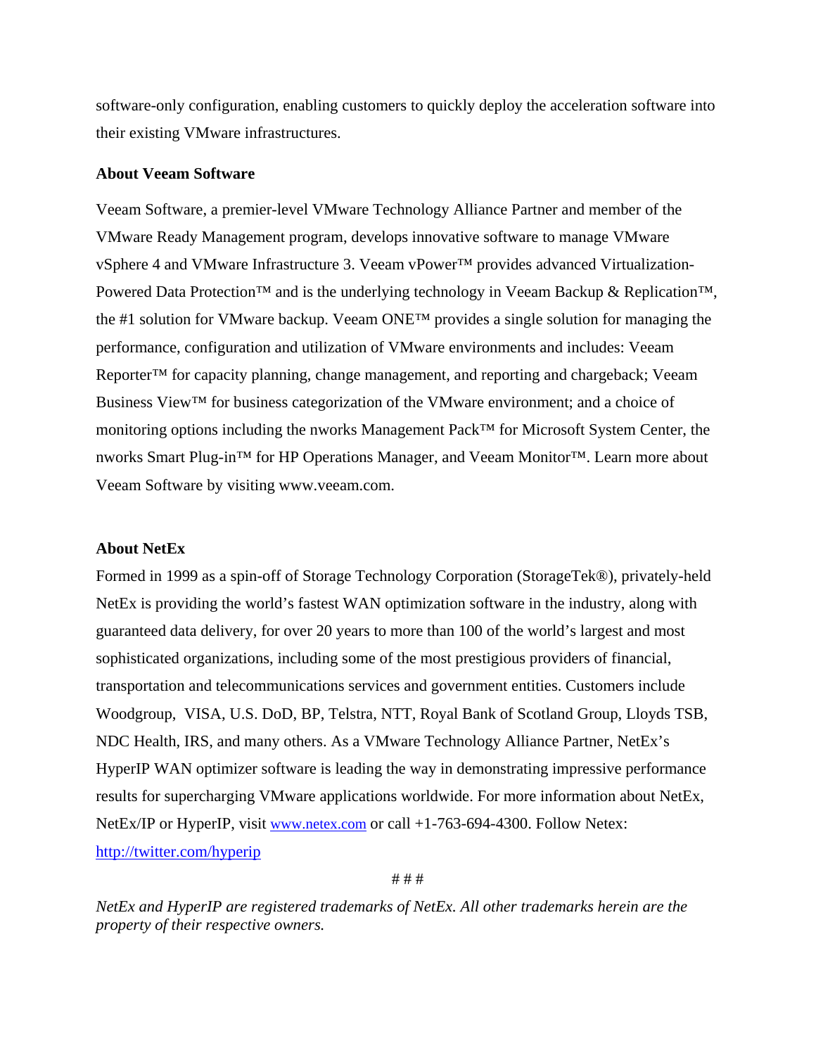software-only configuration, enabling customers to quickly deploy the acceleration software into their existing VMware infrastructures.

**About Veeam Software**

Veeam Software, a premier-level VMware Technology Alliance Partner and member of the VMware Ready Management program, develops innovative software to manage VMware vSphere 4 and VMware Infrastructure 3. Veeam vPower™ provides advanced Virtualization-Powered Data Protection™ and is the underlying technology in Veeam Backup & Replication™, the #1 solution for VMware backup. Veeam ONE™ provides a single solution for managing the performance, configuration and utilization of VMware environments and includes: Veeam Reporter™ for capacity planning, change management, and reporting and chargeback; Veeam Business View™ for business categorization of the VMware environment; and a choice of monitoring options including the nworks Management Pack™ for Microsoft System Center, the nworks Smart Plug-in™ for HP Operations Manager, and Veeam Monitor™. Learn more about Veeam Software by visiting www.veeam.com.

**About NetEx**

Formed in 1999 as a spin-off of Storage Technology Corporation (StorageTek®), privately-held NetEx is providing the world's fastest WAN optimization software in the industry, along with guaranteed data delivery, for over 20 years to more than 100 of the world's largest and most sophisticated organizations, including some of the most prestigious providers of financial, transportation and telecommunications services and government entities. Customers include Woodgroup, VISA, U.S. DoD, BP, Telstra, NTT, Royal Bank of Scotland Group, Lloyds TSB, NDC Health, IRS, and many others. As a VMware Technology Alliance Partner, NetEx's HyperIP WAN optimizer software is leading the way in demonstrating impressive performance results for supercharging VMware applications worldwide. For more information about NetEx, NetEx/IP or HyperIP, visit www.netex.com or call +1-763-694-4300. Follow Netex: http://twitter.com/hyperip

# # #

*NetEx and HyperIP are registered trademarks of NetEx. All other trademarks herein are the property of their respective owners.*